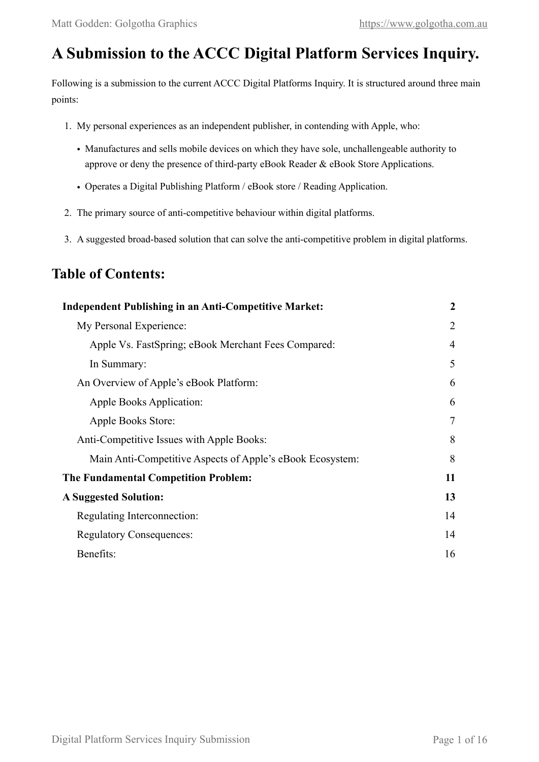# A Submission to the ACCC Digital Platform Services Inquiry.

Following is a submission to the current ACCC Digital Platforms Inquiry. It is structured around three main points:

1. My personal experiences as an independent publisher, in contending with Apple, who:
    - Manufactures and sells mobile devices on which they have sole, unchallengeable authority to approve or deny the presence of third-party eBook Reader & eBook Store Applications.
    - Operates a Digital Publishing Platform / eBook store / Reading Application.
2. The primary source of anti-competitive behaviour within digital platforms.
3. A suggested broad-based solution that can solve the anti-competitive problem in digital platforms.

## Table of Contents:

| | |
|---|---|
| **Independent Publishing in an Anti-Competitive Market:** | **2** |
| My Personal Experience: | 2 |
| Apple Vs. FastSpring; eBook Merchant Fees Compared: | 4 |
| In Summary: | 5 |
| An Overview of Apple's eBook Platform: | 6 |
| Apple Books Application: | 6 |
| Apple Books Store: | 7 |
| Anti-Competitive Issues with Apple Books: | 8 |
| Main Anti-Competitive Aspects of Apple's eBook Ecosystem: | 8 |
| **The Fundamental Competition Problem:** | **11** |
| **A Suggested Solution:** | **13** |
| Regulating Interconnection: | 14 |
| Regulatory Consequences: | 14 |
| Benefits: | 16 |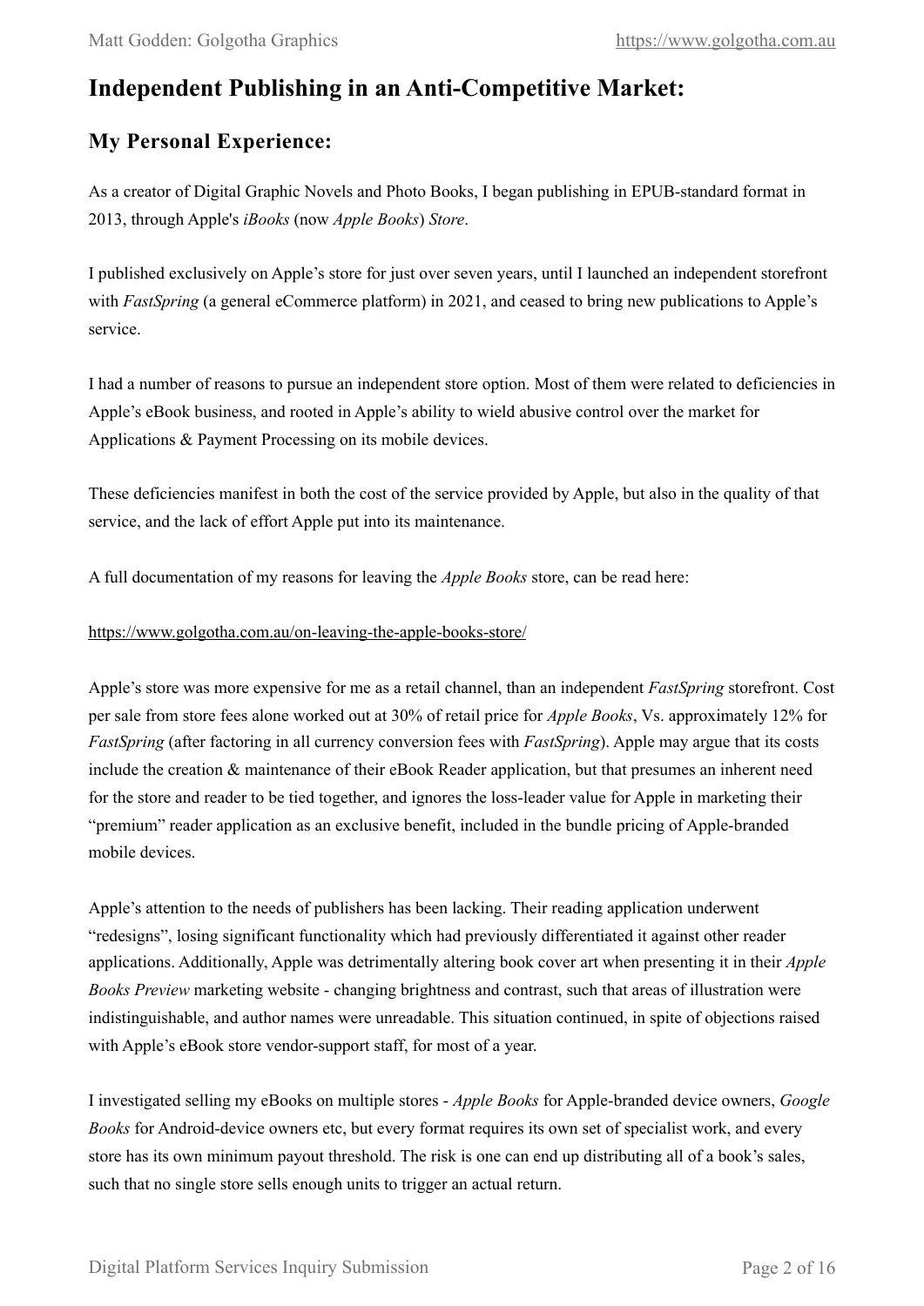## Independent Publishing in an Anti-Competitive Market:

### My Personal Experience:

As a creator of Digital Graphic Novels and Photo Books, I began publishing in EPUB-standard format in 2013, through Apple's *iBooks* (now *Apple Books*) *Store*.

I published exclusively on Apple's store for just over seven years, until I launched an independent storefront with *FastSpring* (a general eCommerce platform) in 2021, and ceased to bring new publications to Apple's service.

I had a number of reasons to pursue an independent store option. Most of them were related to deficiencies in Apple's eBook business, and rooted in Apple's ability to wield abusive control over the market for Applications & Payment Processing on its mobile devices.

These deficiencies manifest in both the cost of the service provided by Apple, but also in the quality of that service, and the lack of effort Apple put into its maintenance.

A full documentation of my reasons for leaving the *Apple Books* store, can be read here:

https://www.golgotha.com.au/on-leaving-the-apple-books-store/

Apple's store was more expensive for me as a retail channel, than an independent *FastSpring* storefront. Cost per sale from store fees alone worked out at 30% of retail price for *Apple Books*, Vs. approximately 12% for *FastSpring* (after factoring in all currency conversion fees with *FastSpring*). Apple may argue that its costs include the creation & maintenance of their eBook Reader application, but that presumes an inherent need for the store and reader to be tied together, and ignores the loss-leader value for Apple in marketing their "premium" reader application as an exclusive benefit, included in the bundle pricing of Apple-branded mobile devices.

Apple's attention to the needs of publishers has been lacking. Their reading application underwent "redesigns", losing significant functionality which had previously differentiated it against other reader applications. Additionally, Apple was detrimentally altering book cover art when presenting it in their *Apple Books Preview* marketing website - changing brightness and contrast, such that areas of illustration were indistinguishable, and author names were unreadable. This situation continued, in spite of objections raised with Apple's eBook store vendor-support staff, for most of a year.

I investigated selling my eBooks on multiple stores - *Apple Books* for Apple-branded device owners, *Google Books* for Android-device owners etc, but every format requires its own set of specialist work, and every store has its own minimum payout threshold. The risk is one can end up distributing all of a book's sales, such that no single store sells enough units to trigger an actual return.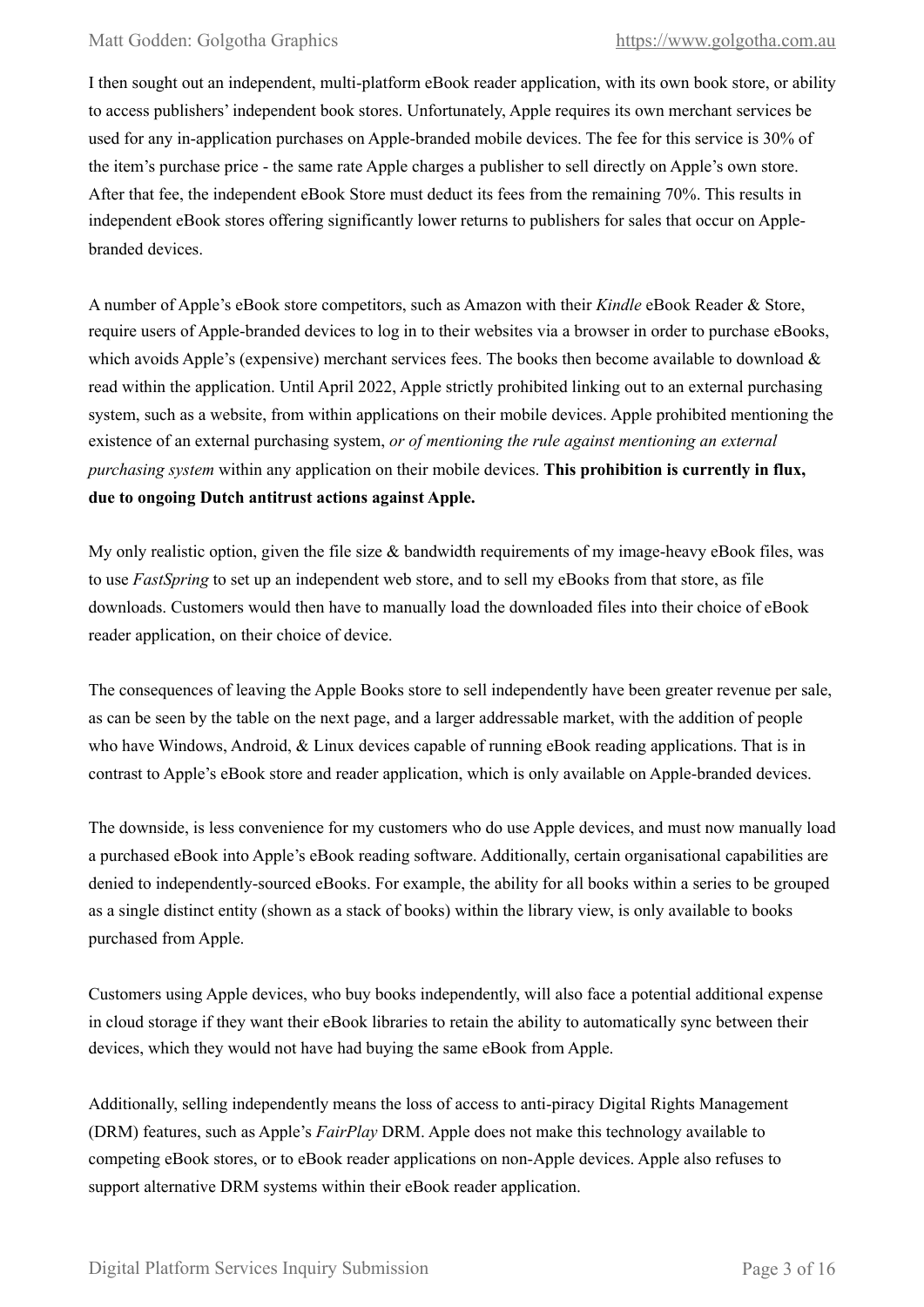I then sought out an independent, multi-platform eBook reader application, with its own book store, or ability to access publishers' independent book stores. Unfortunately, Apple requires its own merchant services be used for any in-application purchases on Apple-branded mobile devices. The fee for this service is 30% of the item's purchase price - the same rate Apple charges a publisher to sell directly on Apple's own store. After that fee, the independent eBook Store must deduct its fees from the remaining 70%. This results in independent eBook stores offering significantly lower returns to publishers for sales that occur on Apple-branded devices.

A number of Apple's eBook store competitors, such as Amazon with their *Kindle* eBook Reader & Store, require users of Apple-branded devices to log in to their websites via a browser in order to purchase eBooks, which avoids Apple's (expensive) merchant services fees. The books then become available to download & read within the application. Until April 2022, Apple strictly prohibited linking out to an external purchasing system, such as a website, from within applications on their mobile devices. Apple prohibited mentioning the existence of an external purchasing system, *or of mentioning the rule against mentioning an external purchasing system* within any application on their mobile devices. **This prohibition is currently in flux, due to ongoing Dutch antitrust actions against Apple.**

My only realistic option, given the file size & bandwidth requirements of my image-heavy eBook files, was to use *FastSpring* to set up an independent web store, and to sell my eBooks from that store, as file downloads. Customers would then have to manually load the downloaded files into their choice of eBook reader application, on their choice of device.

The consequences of leaving the Apple Books store to sell independently have been greater revenue per sale, as can be seen by the table on the next page, and a larger addressable market, with the addition of people who have Windows, Android, & Linux devices capable of running eBook reading applications. That is in contrast to Apple's eBook store and reader application, which is only available on Apple-branded devices.

The downside, is less convenience for my customers who do use Apple devices, and must now manually load a purchased eBook into Apple's eBook reading software. Additionally, certain organisational capabilities are denied to independently-sourced eBooks. For example, the ability for all books within a series to be grouped as a single distinct entity (shown as a stack of books) within the library view, is only available to books purchased from Apple.

Customers using Apple devices, who buy books independently, will also face a potential additional expense in cloud storage if they want their eBook libraries to retain the ability to automatically sync between their devices, which they would not have had buying the same eBook from Apple.

Additionally, selling independently means the loss of access to anti-piracy Digital Rights Management (DRM) features, such as Apple's *FairPlay* DRM. Apple does not make this technology available to competing eBook stores, or to eBook reader applications on non-Apple devices. Apple also refuses to support alternative DRM systems within their eBook reader application.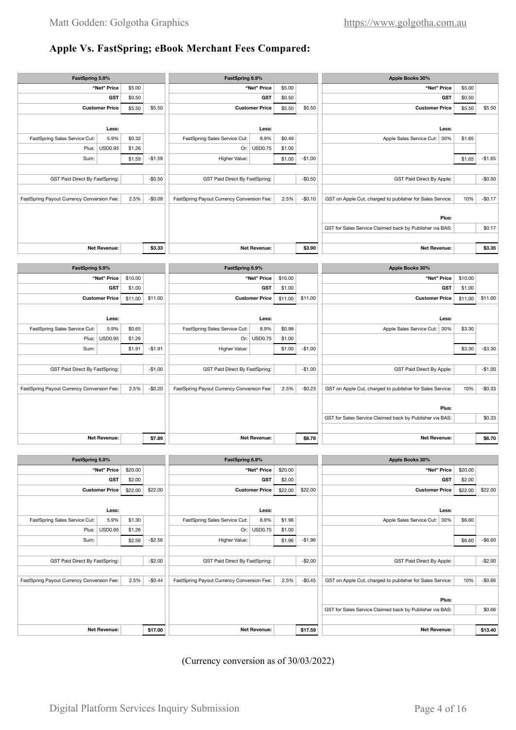## Apple Vs. FastSpring; eBook Merchant Fees Compared:

| FastSpring 5.9% | | | |
|---|---|---|---|
| | "Net" Price | $5.00 | |
| | GST | $0.50 | |
| | Customer Price | $5.50 | $5.50 |
| | Less: | | |
| FastSpring Sales Service Cut: | 5.9% | $0.32 | |
| Plus: | USD0.95 | $1.26 | |
| Sum: | | $1.59 | -$1.59 |
| GST Paid Direct By FastSpring: | | | -$0.50 |
| FastSpring Payout Currency Conversion Fee: | | 2.5% | -$0.09 |
| | Net Revenue: | | $3.33 |

| FastSpring 8.9% | | | |
|---|---|---|---|
| | "Net" Price | $5.00 | |
| | GST | $0.50 | |
| | Customer Price | $5.50 | $5.50 |
| | Less: | | |
| FastSpring Sales Service Cut: | 8.9% | $0.49 | |
| Or: | USD0.75 | $1.00 | |
| Higher Value: | | $1.00 | -$1.00 |
| GST Paid Direct By FastSpring: | | | -$0.50 |
| FastSpring Payout Currency Conversion Fee: | | 2.5% | -$0.10 |
| | Net Revenue: | | $3.90 |

| Apple Books 30% | | | |
|---|---|---|---|
| | "Net" Price | $5.00 | |
| | GST | $0.50 | |
| | Customer Price | $5.50 | $5.50 |
| | Less: | | |
| Apple Sales Service Cut: | 30% | $1.65 | |
| | | $1.65 | -$1.65 |
| GST Paid Direct By Apple: | | | -$0.50 |
| GST on Apple Cut, charged to publisher for Sales Service: | | 10% | -$0.17 |
| | Plus: | | |
| GST for Sales Service Claimed back by Publisher via BAS: | | | $0.17 |
| | Net Revenue: | | $3.35 |

| FastSpring 5.9% | | | |
|---|---|---|---|
| | "Net" Price | $10.00 | |
| | GST | $1.00 | |
| | Customer Price | $11.00 | $11.00 |
| | Less: | | |
| FastSpring Sales Service Cut: | 5.9% | $0.65 | |
| Plus: | USD0.95 | $1.26 | |
| Sum: | | $1.91 | -$1.91 |
| GST Paid Direct By FastSpring: | | | -$1.00 |
| FastSpring Payout Currency Conversion Fee: | | 2.5% | -$0.20 |
| | Net Revenue: | | $7.89 |

| FastSpring 8.9% | | | |
|---|---|---|---|
| | "Net" Price | $10.00 | |
| | GST | $1.00 | |
| | Customer Price | $11.00 | $11.00 |
| | Less: | | |
| FastSpring Sales Service Cut: | 8.9% | $0.98 | |
| Or: | USD0.75 | $1.00 | |
| Higher Value: | | $1.00 | -$1.00 |
| GST Paid Direct By FastSpring: | | | -$1.00 |
| FastSpring Payout Currency Conversion Fee: | | 2.5% | -$0.23 |
| | Net Revenue: | | $8.78 |

| Apple Books 30% | | | |
|---|---|---|---|
| | "Net" Price | $10.00 | |
| | GST | $1.00 | |
| | Customer Price | $11.00 | $11.00 |
| | Less: | | |
| Apple Sales Service Cut: | 30% | $3.30 | |
| | | $3.30 | -$3.30 |
| GST Paid Direct By Apple: | | | -$1.00 |
| GST on Apple Cut, charged to publisher for Sales Service: | | 10% | -$0.33 |
| | Plus: | | |
| GST for Sales Service Claimed back by Publisher via BAS: | | | $0.33 |
| | Net Revenue: | | $6.70 |

| FastSpring 5.9% | | | |
|---|---|---|---|
| | "Net" Price | $20.00 | |
| | GST | $2.00 | |
| | Customer Price | $22.00 | $22.00 |
| | Less: | | |
| FastSpring Sales Service Cut: | 5.9% | $1.30 | |
| Plus: | USD0.95 | $1.26 | |
| Sum: | | $2.56 | -$2.56 |
| GST Paid Direct By FastSpring: | | | -$2.00 |
| FastSpring Payout Currency Conversion Fee: | | 2.5% | -$0.44 |
| | Net Revenue: | | $17.00 |

| FastSpring 8.9% | | | |
|---|---|---|---|
| | "Net" Price | $20.00 | |
| | GST | $2.00 | |
| | Customer Price | $22.00 | $22.00 |
| | Less: | | |
| FastSpring Sales Service Cut: | 8.9% | $1.96 | |
| Or: | USD0.75 | $1.00 | |
| Higher Value: | | $1.96 | -$1.96 |
| GST Paid Direct By FastSpring: | | | -$2.00 |
| FastSpring Payout Currency Conversion Fee: | | 2.5% | -$0.45 |
| | Net Revenue: | | $17.59 |

| Apple Books 30% | | | |
|---|---|---|---|
| | "Net" Price | $20.00 | |
| | GST | $2.00 | |
| | Customer Price | $22.00 | $22.00 |
| | Less: | | |
| Apple Sales Service Cut: | 30% | $6.60 | |
| | | $6.60 | -$6.60 |
| GST Paid Direct By Apple: | | | -$2.00 |
| GST on Apple Cut, charged to publisher for Sales Service: | | 10% | -$0.66 |
| | Plus: | | |
| GST for Sales Service Claimed back by Publisher via BAS: | | | $0.66 |
| | Net Revenue: | | $13.40 |

(Currency conversion as of 30/03/2022)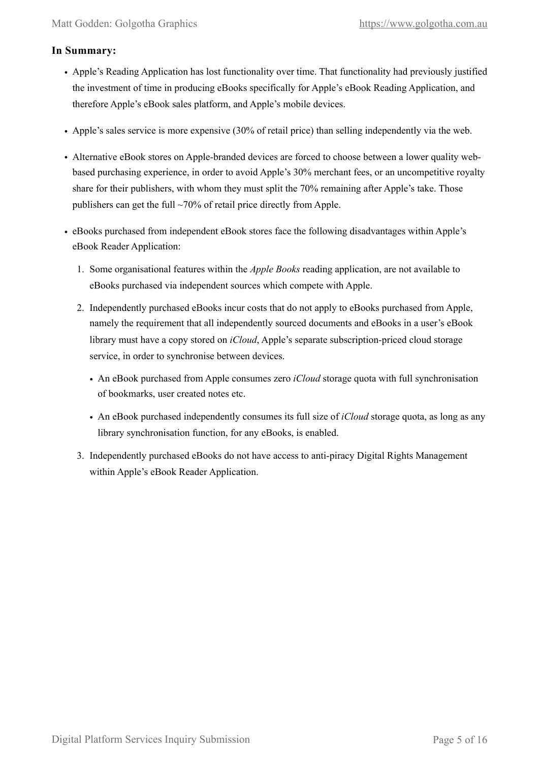**In Summary:**

- Apple's Reading Application has lost functionality over time. That functionality had previously justified the investment of time in producing eBooks specifically for Apple's eBook Reading Application, and therefore Apple's eBook sales platform, and Apple's mobile devices.
- Apple's sales service is more expensive (30% of retail price) than selling independently via the web.
- Alternative eBook stores on Apple-branded devices are forced to choose between a lower quality web-based purchasing experience, in order to avoid Apple's 30% merchant fees, or an uncompetitive royalty share for their publishers, with whom they must split the 70% remaining after Apple's take. Those publishers can get the full ~70% of retail price directly from Apple.
- eBooks purchased from independent eBook stores face the following disadvantages within Apple's eBook Reader Application:
  1. Some organisational features within the *Apple Books* reading application, are not available to eBooks purchased via independent sources which compete with Apple.
  2. Independently purchased eBooks incur costs that do not apply to eBooks purchased from Apple, namely the requirement that all independently sourced documents and eBooks in a user's eBook library must have a copy stored on *iCloud*, Apple's separate subscription-priced cloud storage service, in order to synchronise between devices.
     - An eBook purchased from Apple consumes zero *iCloud* storage quota with full synchronisation of bookmarks, user created notes etc.
     - An eBook purchased independently consumes its full size of *iCloud* storage quota, as long as any library synchronisation function, for any eBooks, is enabled.
  3. Independently purchased eBooks do not have access to anti-piracy Digital Rights Management within Apple's eBook Reader Application.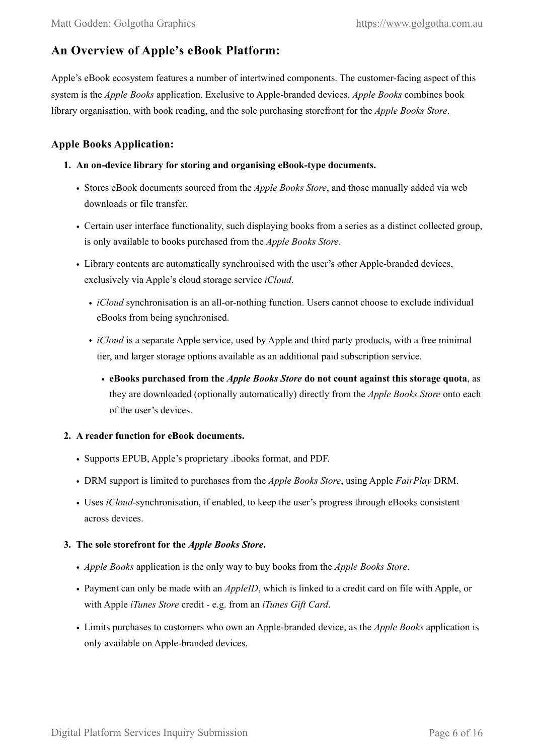## An Overview of Apple's eBook Platform:

Apple's eBook ecosystem features a number of intertwined components. The customer-facing aspect of this system is the *Apple Books* application. Exclusive to Apple-branded devices, *Apple Books* combines book library organisation, with book reading, and the sole purchasing storefront for the *Apple Books Store*.

### Apple Books Application:

1. **An on-device library for storing and organising eBook-type documents.**
   - Stores eBook documents sourced from the *Apple Books Store*, and those manually added via web downloads or file transfer.
   - Certain user interface functionality, such displaying books from a series as a distinct collected group, is only available to books purchased from the *Apple Books Store*.
   - Library contents are automatically synchronised with the user's other Apple-branded devices, exclusively via Apple's cloud storage service *iCloud*.
     - *iCloud* synchronisation is an all-or-nothing function. Users cannot choose to exclude individual eBooks from being synchronised.
     - *iCloud* is a separate Apple service, used by Apple and third party products, with a free minimal tier, and larger storage options available as an additional paid subscription service.
       - **eBooks purchased from the *Apple Books Store* do not count against this storage quota**, as they are downloaded (optionally automatically) directly from the *Apple Books Store* onto each of the user's devices.
2. **A reader function for eBook documents.**
   - Supports EPUB, Apple's proprietary .ibooks format, and PDF.
   - DRM support is limited to purchases from the *Apple Books Store*, using Apple *FairPlay* DRM.
   - Uses *iCloud*-synchronisation, if enabled, to keep the user's progress through eBooks consistent across devices.
3. **The sole storefront for the *Apple Books Store*.**
   - *Apple Books* application is the only way to buy books from the *Apple Books Store*.
   - Payment can only be made with an *AppleID*, which is linked to a credit card on file with Apple, or with Apple *iTunes Store* credit - e.g. from an *iTunes Gift Card*.
   - Limits purchases to customers who own an Apple-branded device, as the *Apple Books* application is only available on Apple-branded devices.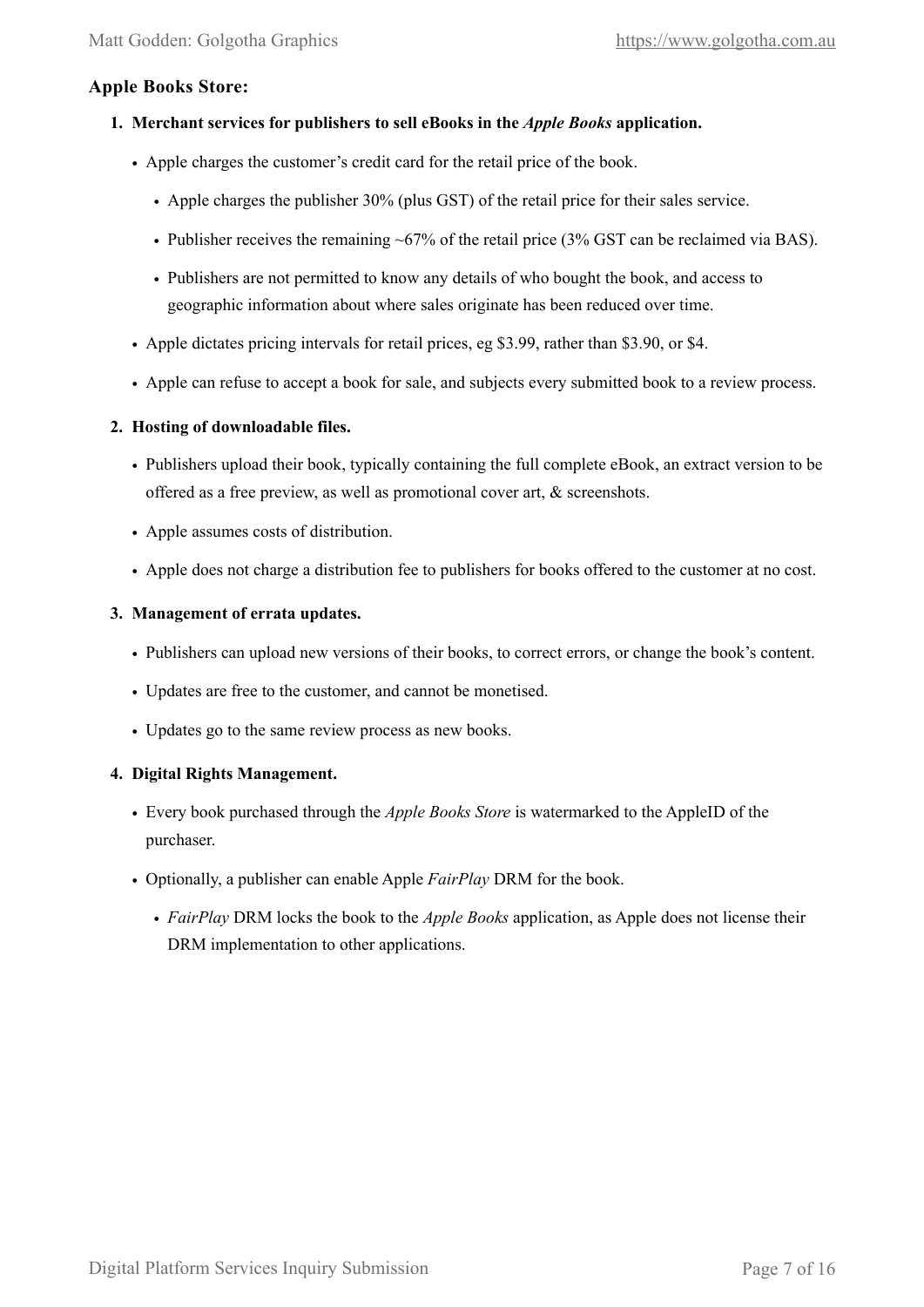### Apple Books Store:

1. **Merchant services for publishers to sell eBooks in the *Apple Books* application.**
    - Apple charges the customer's credit card for the retail price of the book.
        - Apple charges the publisher 30% (plus GST) of the retail price for their sales service.
        - Publisher receives the remaining ~67% of the retail price (3% GST can be reclaimed via BAS).
        - Publishers are not permitted to know any details of who bought the book, and access to geographic information about where sales originate has been reduced over time.
    - Apple dictates pricing intervals for retail prices, eg $3.99, rather than $3.90, or $4.
    - Apple can refuse to accept a book for sale, and subjects every submitted book to a review process.
2. **Hosting of downloadable files.**
    - Publishers upload their book, typically containing the full complete eBook, an extract version to be offered as a free preview, as well as promotional cover art, & screenshots.
    - Apple assumes costs of distribution.
    - Apple does not charge a distribution fee to publishers for books offered to the customer at no cost.
3. **Management of errata updates.**
    - Publishers can upload new versions of their books, to correct errors, or change the book's content.
    - Updates are free to the customer, and cannot be monetised.
    - Updates go to the same review process as new books.
4. **Digital Rights Management.**
    - Every book purchased through the *Apple Books Store* is watermarked to the AppleID of the purchaser.
    - Optionally, a publisher can enable Apple *FairPlay* DRM for the book.
        - *FairPlay* DRM locks the book to the *Apple Books* application, as Apple does not license their DRM implementation to other applications.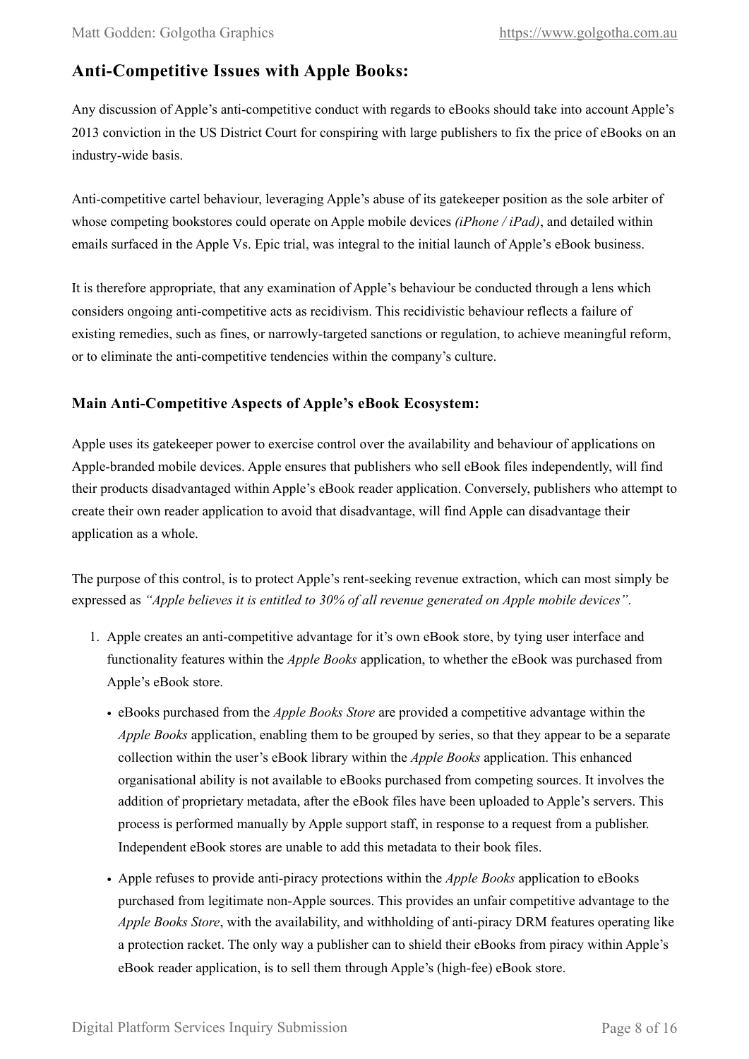## Anti-Competitive Issues with Apple Books:

Any discussion of Apple's anti-competitive conduct with regards to eBooks should take into account Apple's 2013 conviction in the US District Court for conspiring with large publishers to fix the price of eBooks on an industry-wide basis.

Anti-competitive cartel behaviour, leveraging Apple's abuse of its gatekeeper position as the sole arbiter of whose competing bookstores could operate on Apple mobile devices *(iPhone / iPad)*, and detailed within emails surfaced in the Apple Vs. Epic trial, was integral to the initial launch of Apple's eBook business.

It is therefore appropriate, that any examination of Apple's behaviour be conducted through a lens which considers ongoing anti-competitive acts as recidivism. This recidivistic behaviour reflects a failure of existing remedies, such as fines, or narrowly-targeted sanctions or regulation, to achieve meaningful reform, or to eliminate the anti-competitive tendencies within the company's culture.

### Main Anti-Competitive Aspects of Apple's eBook Ecosystem:

Apple uses its gatekeeper power to exercise control over the availability and behaviour of applications on Apple-branded mobile devices. Apple ensures that publishers who sell eBook files independently, will find their products disadvantaged within Apple's eBook reader application. Conversely, publishers who attempt to create their own reader application to avoid that disadvantage, will find Apple can disadvantage their application as a whole.

The purpose of this control, is to protect Apple's rent-seeking revenue extraction, which can most simply be expressed as *"Apple believes it is entitled to 30% of all revenue generated on Apple mobile devices"*.

1. Apple creates an anti-competitive advantage for it's own eBook store, by tying user interface and functionality features within the *Apple Books* application, to whether the eBook was purchased from Apple's eBook store.
   - eBooks purchased from the *Apple Books Store* are provided a competitive advantage within the *Apple Books* application, enabling them to be grouped by series, so that they appear to be a separate collection within the user's eBook library within the *Apple Books* application. This enhanced organisational ability is not available to eBooks purchased from competing sources. It involves the addition of proprietary metadata, after the eBook files have been uploaded to Apple's servers. This process is performed manually by Apple support staff, in response to a request from a publisher. Independent eBook stores are unable to add this metadata to their book files.
   - Apple refuses to provide anti-piracy protections within the *Apple Books* application to eBooks purchased from legitimate non-Apple sources. This provides an unfair competitive advantage to the *Apple Books Store*, with the availability, and withholding of anti-piracy DRM features operating like a protection racket. The only way a publisher can to shield their eBooks from piracy within Apple's eBook reader application, is to sell them through Apple's (high-fee) eBook store.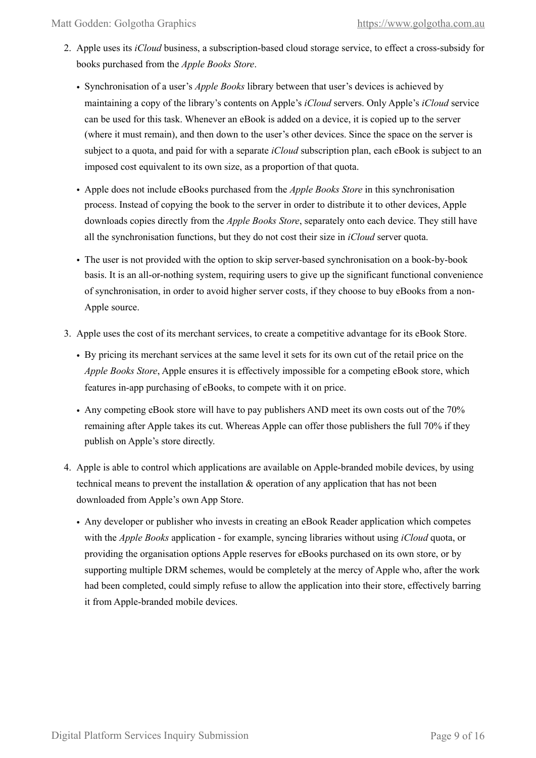2. Apple uses its *iCloud* business, a subscription-based cloud storage service, to effect a cross-subsidy for books purchased from the *Apple Books Store*.

   - Synchronisation of a user's *Apple Books* library between that user's devices is achieved by maintaining a copy of the library's contents on Apple's *iCloud* servers. Only Apple's *iCloud* service can be used for this task. Whenever an eBook is added on a device, it is copied up to the server (where it must remain), and then down to the user's other devices. Since the space on the server is subject to a quota, and paid for with a separate *iCloud* subscription plan, each eBook is subject to an imposed cost equivalent to its own size, as a proportion of that quota.
   - Apple does not include eBooks purchased from the *Apple Books Store* in this synchronisation process. Instead of copying the book to the server in order to distribute it to other devices, Apple downloads copies directly from the *Apple Books Store*, separately onto each device. They still have all the synchronisation functions, but they do not cost their size in *iCloud* server quota.
   - The user is not provided with the option to skip server-based synchronisation on a book-by-book basis. It is an all-or-nothing system, requiring users to give up the significant functional convenience of synchronisation, in order to avoid higher server costs, if they choose to buy eBooks from a non-Apple source.

3. Apple uses the cost of its merchant services, to create a competitive advantage for its eBook Store.

   - By pricing its merchant services at the same level it sets for its own cut of the retail price on the *Apple Books Store*, Apple ensures it is effectively impossible for a competing eBook store, which features in-app purchasing of eBooks, to compete with it on price.
   - Any competing eBook store will have to pay publishers AND meet its own costs out of the 70% remaining after Apple takes its cut. Whereas Apple can offer those publishers the full 70% if they publish on Apple's store directly.

4. Apple is able to control which applications are available on Apple-branded mobile devices, by using technical means to prevent the installation & operation of any application that has not been downloaded from Apple's own App Store.

   - Any developer or publisher who invests in creating an eBook Reader application which competes with the *Apple Books* application - for example, syncing libraries without using *iCloud* quota, or providing the organisation options Apple reserves for eBooks purchased on its own store, or by supporting multiple DRM schemes, would be completely at the mercy of Apple who, after the work had been completed, could simply refuse to allow the application into their store, effectively barring it from Apple-branded mobile devices.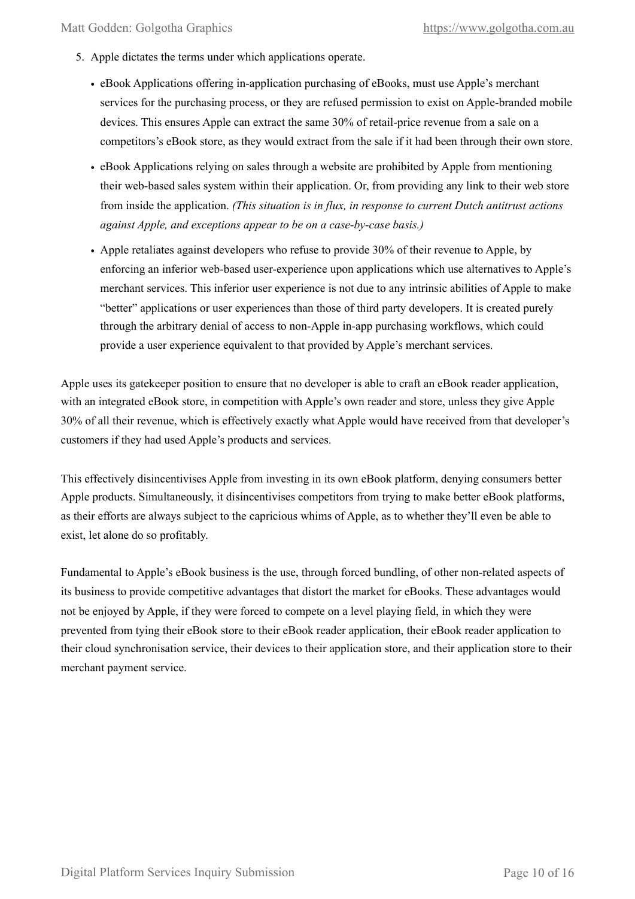5. Apple dictates the terms under which applications operate.
    - eBook Applications offering in-application purchasing of eBooks, must use Apple's merchant services for the purchasing process, or they are refused permission to exist on Apple-branded mobile devices. This ensures Apple can extract the same 30% of retail-price revenue from a sale on a competitors's eBook store, as they would extract from the sale if it had been through their own store.
    - eBook Applications relying on sales through a website are prohibited by Apple from mentioning their web-based sales system within their application. Or, from providing any link to their web store from inside the application. *(This situation is in flux, in response to current Dutch antitrust actions against Apple, and exceptions appear to be on a case-by-case basis.)*
    - Apple retaliates against developers who refuse to provide 30% of their revenue to Apple, by enforcing an inferior web-based user-experience upon applications which use alternatives to Apple's merchant services. This inferior user experience is not due to any intrinsic abilities of Apple to make "better" applications or user experiences than those of third party developers. It is created purely through the arbitrary denial of access to non-Apple in-app purchasing workflows, which could provide a user experience equivalent to that provided by Apple's merchant services.

Apple uses its gatekeeper position to ensure that no developer is able to craft an eBook reader application, with an integrated eBook store, in competition with Apple's own reader and store, unless they give Apple 30% of all their revenue, which is effectively exactly what Apple would have received from that developer's customers if they had used Apple's products and services.

This effectively disincentivises Apple from investing in its own eBook platform, denying consumers better Apple products. Simultaneously, it disincentivises competitors from trying to make better eBook platforms, as their efforts are always subject to the capricious whims of Apple, as to whether they'll even be able to exist, let alone do so profitably.

Fundamental to Apple's eBook business is the use, through forced bundling, of other non-related aspects of its business to provide competitive advantages that distort the market for eBooks. These advantages would not be enjoyed by Apple, if they were forced to compete on a level playing field, in which they were prevented from tying their eBook store to their eBook reader application, their eBook reader application to their cloud synchronisation service, their devices to their application store, and their application store to their merchant payment service.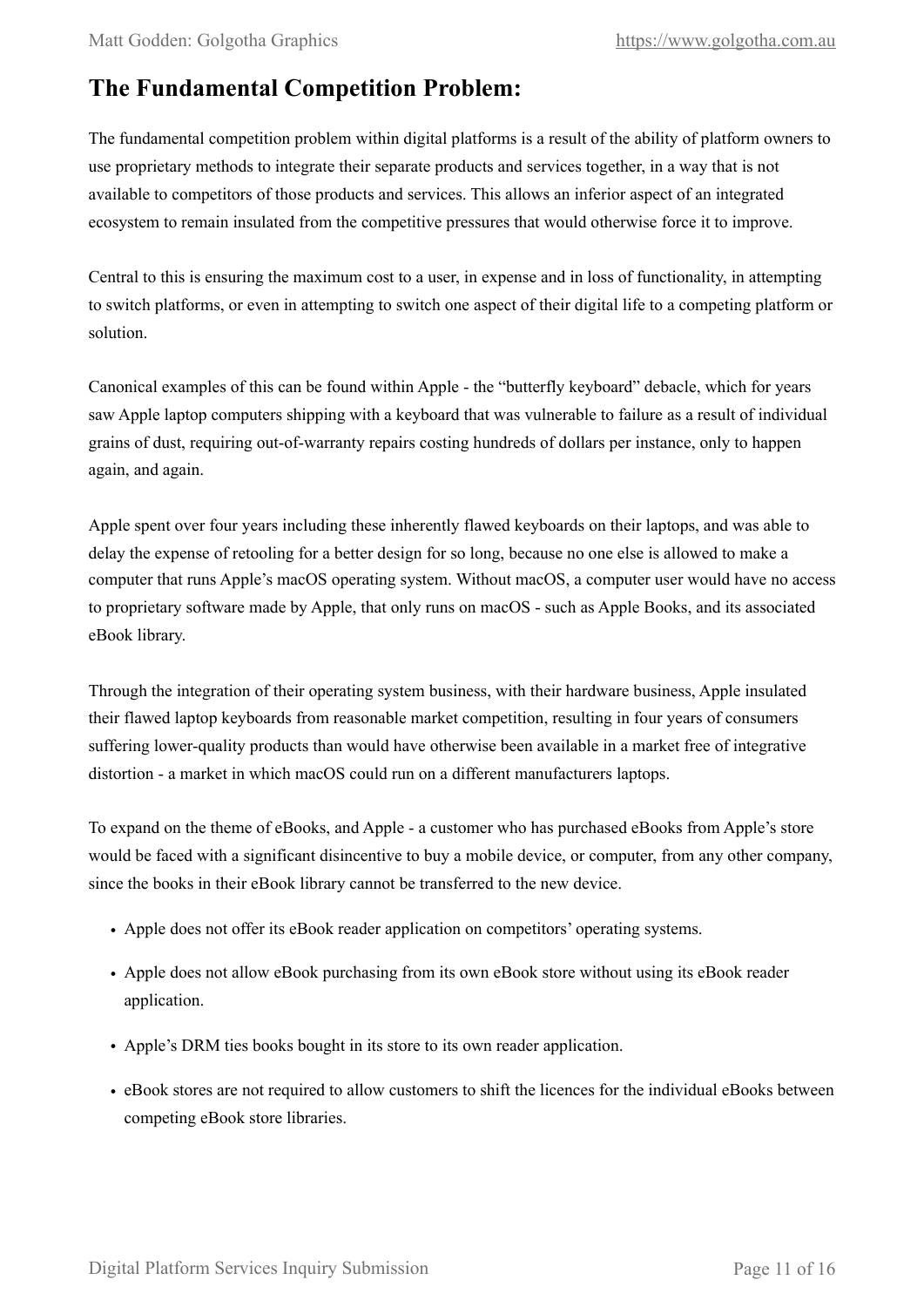## The Fundamental Competition Problem:

The fundamental competition problem within digital platforms is a result of the ability of platform owners to use proprietary methods to integrate their separate products and services together, in a way that is not available to competitors of those products and services. This allows an inferior aspect of an integrated ecosystem to remain insulated from the competitive pressures that would otherwise force it to improve.

Central to this is ensuring the maximum cost to a user, in expense and in loss of functionality, in attempting to switch platforms, or even in attempting to switch one aspect of their digital life to a competing platform or solution.

Canonical examples of this can be found within Apple - the “butterfly keyboard” debacle, which for years saw Apple laptop computers shipping with a keyboard that was vulnerable to failure as a result of individual grains of dust, requiring out-of-warranty repairs costing hundreds of dollars per instance, only to happen again, and again.

Apple spent over four years including these inherently flawed keyboards on their laptops, and was able to delay the expense of retooling for a better design for so long, because no one else is allowed to make a computer that runs Apple’s macOS operating system. Without macOS, a computer user would have no access to proprietary software made by Apple, that only runs on macOS - such as Apple Books, and its associated eBook library.

Through the integration of their operating system business, with their hardware business, Apple insulated their flawed laptop keyboards from reasonable market competition, resulting in four years of consumers suffering lower-quality products than would have otherwise been available in a market free of integrative distortion - a market in which macOS could run on a different manufacturers laptops.

To expand on the theme of eBooks, and Apple - a customer who has purchased eBooks from Apple’s store would be faced with a significant disincentive to buy a mobile device, or computer, from any other company, since the books in their eBook library cannot be transferred to the new device.

- Apple does not offer its eBook reader application on competitors’ operating systems.
- Apple does not allow eBook purchasing from its own eBook store without using its eBook reader application.
- Apple’s DRM ties books bought in its store to its own reader application.
- eBook stores are not required to allow customers to shift the licences for the individual eBooks between competing eBook store libraries.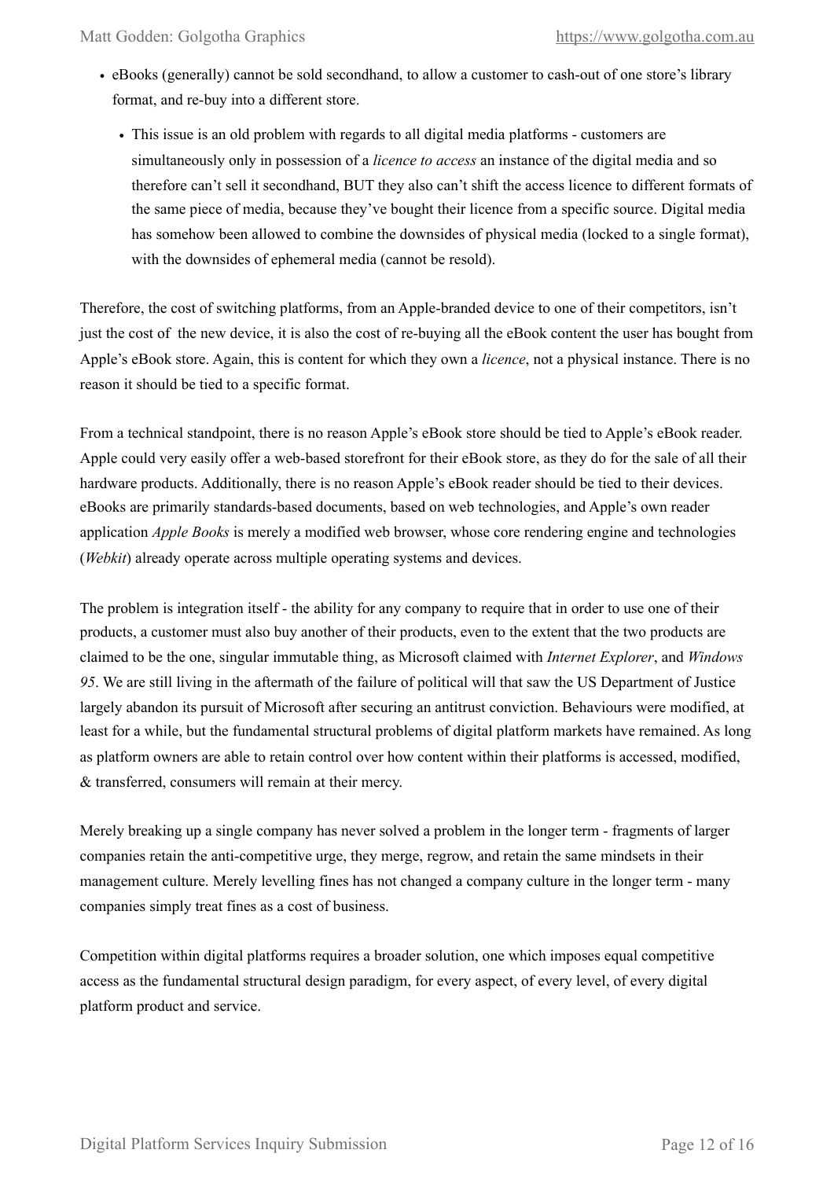- eBooks (generally) cannot be sold secondhand, to allow a customer to cash-out of one store's library format, and re-buy into a different store.
    - This issue is an old problem with regards to all digital media platforms - customers are simultaneously only in possession of a *licence to access* an instance of the digital media and so therefore can't sell it secondhand, BUT they also can't shift the access licence to different formats of the same piece of media, because they've bought their licence from a specific source. Digital media has somehow been allowed to combine the downsides of physical media (locked to a single format), with the downsides of ephemeral media (cannot be resold).

Therefore, the cost of switching platforms, from an Apple-branded device to one of their competitors, isn't just the cost of the new device, it is also the cost of re-buying all the eBook content the user has bought from Apple's eBook store. Again, this is content for which they own a *licence*, not a physical instance. There is no reason it should be tied to a specific format.

From a technical standpoint, there is no reason Apple's eBook store should be tied to Apple's eBook reader. Apple could very easily offer a web-based storefront for their eBook store, as they do for the sale of all their hardware products. Additionally, there is no reason Apple's eBook reader should be tied to their devices. eBooks are primarily standards-based documents, based on web technologies, and Apple's own reader application *Apple Books* is merely a modified web browser, whose core rendering engine and technologies (*Webkit*) already operate across multiple operating systems and devices.

The problem is integration itself - the ability for any company to require that in order to use one of their products, a customer must also buy another of their products, even to the extent that the two products are claimed to be the one, singular immutable thing, as Microsoft claimed with *Internet Explorer*, and *Windows 95*. We are still living in the aftermath of the failure of political will that saw the US Department of Justice largely abandon its pursuit of Microsoft after securing an antitrust conviction. Behaviours were modified, at least for a while, but the fundamental structural problems of digital platform markets have remained. As long as platform owners are able to retain control over how content within their platforms is accessed, modified, & transferred, consumers will remain at their mercy.

Merely breaking up a single company has never solved a problem in the longer term - fragments of larger companies retain the anti-competitive urge, they merge, regrow, and retain the same mindsets in their management culture. Merely levelling fines has not changed a company culture in the longer term - many companies simply treat fines as a cost of business.

Competition within digital platforms requires a broader solution, one which imposes equal competitive access as the fundamental structural design paradigm, for every aspect, of every level, of every digital platform product and service.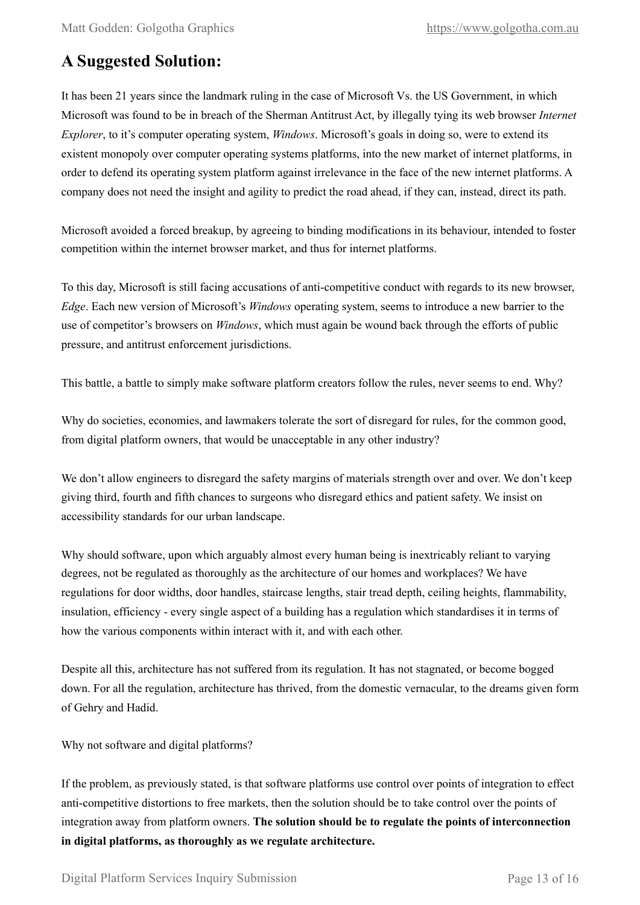## A Suggested Solution:

It has been 21 years since the landmark ruling in the case of Microsoft Vs. the US Government, in which Microsoft was found to be in breach of the Sherman Antitrust Act, by illegally tying its web browser *Internet Explorer*, to it's computer operating system, *Windows*. Microsoft's goals in doing so, were to extend its existent monopoly over computer operating systems platforms, into the new market of internet platforms, in order to defend its operating system platform against irrelevance in the face of the new internet platforms. A company does not need the insight and agility to predict the road ahead, if they can, instead, direct its path.

Microsoft avoided a forced breakup, by agreeing to binding modifications in its behaviour, intended to foster competition within the internet browser market, and thus for internet platforms.

To this day, Microsoft is still facing accusations of anti-competitive conduct with regards to its new browser, *Edge*. Each new version of Microsoft's *Windows* operating system, seems to introduce a new barrier to the use of competitor's browsers on *Windows*, which must again be wound back through the efforts of public pressure, and antitrust enforcement jurisdictions.

This battle, a battle to simply make software platform creators follow the rules, never seems to end. Why?

Why do societies, economies, and lawmakers tolerate the sort of disregard for rules, for the common good, from digital platform owners, that would be unacceptable in any other industry?

We don't allow engineers to disregard the safety margins of materials strength over and over. We don't keep giving third, fourth and fifth chances to surgeons who disregard ethics and patient safety. We insist on accessibility standards for our urban landscape.

Why should software, upon which arguably almost every human being is inextricably reliant to varying degrees, not be regulated as thoroughly as the architecture of our homes and workplaces? We have regulations for door widths, door handles, staircase lengths, stair tread depth, ceiling heights, flammability, insulation, efficiency - every single aspect of a building has a regulation which standardises it in terms of how the various components within interact with it, and with each other.

Despite all this, architecture has not suffered from its regulation. It has not stagnated, or become bogged down. For all the regulation, architecture has thrived, from the domestic vernacular, to the dreams given form of Gehry and Hadid.

Why not software and digital platforms?

If the problem, as previously stated, is that software platforms use control over points of integration to effect anti-competitive distortions to free markets, then the solution should be to take control over the points of integration away from platform owners. **The solution should be to regulate the points of interconnection in digital platforms, as thoroughly as we regulate architecture.**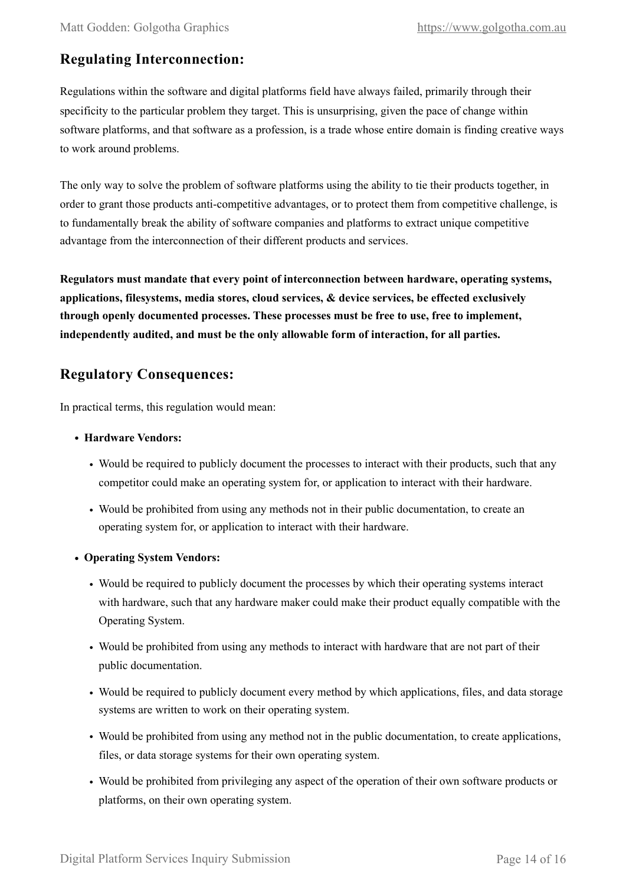## Regulating Interconnection:

Regulations within the software and digital platforms field have always failed, primarily through their specificity to the particular problem they target. This is unsurprising, given the pace of change within software platforms, and that software as a profession, is a trade whose entire domain is finding creative ways to work around problems.

The only way to solve the problem of software platforms using the ability to tie their products together, in order to grant those products anti-competitive advantages, or to protect them from competitive challenge, is to fundamentally break the ability of software companies and platforms to extract unique competitive advantage from the interconnection of their different products and services.

**Regulators must mandate that every point of interconnection between hardware, operating systems, applications, filesystems, media stores, cloud services, & device services, be effected exclusively through openly documented processes. These processes must be free to use, free to implement, independently audited, and must be the only allowable form of interaction, for all parties.**

## Regulatory Consequences:

In practical terms, this regulation would mean:

- **Hardware Vendors:**
  - Would be required to publicly document the processes to interact with their products, such that any competitor could make an operating system for, or application to interact with their hardware.
  - Would be prohibited from using any methods not in their public documentation, to create an operating system for, or application to interact with their hardware.
- **Operating System Vendors:**
  - Would be required to publicly document the processes by which their operating systems interact with hardware, such that any hardware maker could make their product equally compatible with the Operating System.
  - Would be prohibited from using any methods to interact with hardware that are not part of their public documentation.
  - Would be required to publicly document every method by which applications, files, and data storage systems are written to work on their operating system.
  - Would be prohibited from using any method not in the public documentation, to create applications, files, or data storage systems for their own operating system.
  - Would be prohibited from privileging any aspect of the operation of their own software products or platforms, on their own operating system.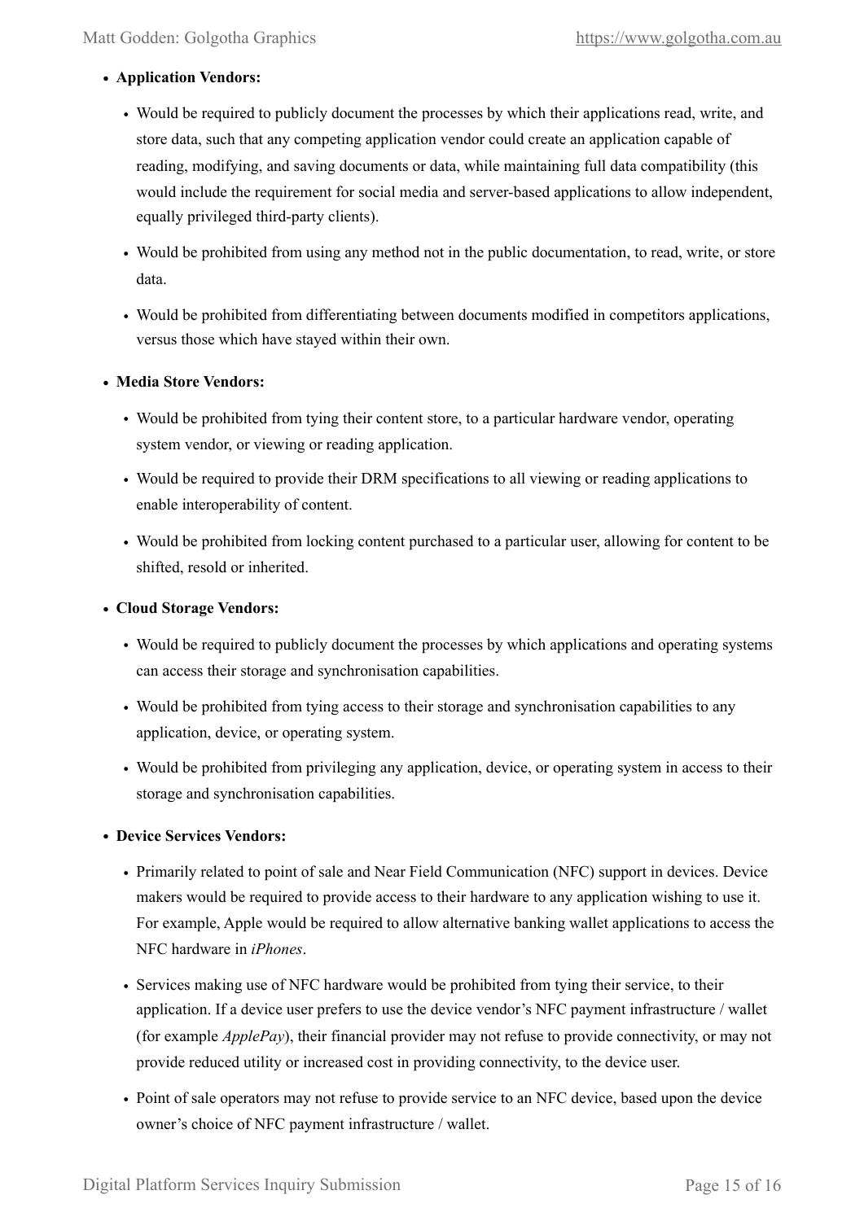- **Application Vendors:**
  - Would be required to publicly document the processes by which their applications read, write, and store data, such that any competing application vendor could create an application capable of reading, modifying, and saving documents or data, while maintaining full data compatibility (this would include the requirement for social media and server-based applications to allow independent, equally privileged third-party clients).
  - Would be prohibited from using any method not in the public documentation, to read, write, or store data.
  - Would be prohibited from differentiating between documents modified in competitors applications, versus those which have stayed within their own.
- **Media Store Vendors:**
  - Would be prohibited from tying their content store, to a particular hardware vendor, operating system vendor, or viewing or reading application.
  - Would be required to provide their DRM specifications to all viewing or reading applications to enable interoperability of content.
  - Would be prohibited from locking content purchased to a particular user, allowing for content to be shifted, resold or inherited.
- **Cloud Storage Vendors:**
  - Would be required to publicly document the processes by which applications and operating systems can access their storage and synchronisation capabilities.
  - Would be prohibited from tying access to their storage and synchronisation capabilities to any application, device, or operating system.
  - Would be prohibited from privileging any application, device, or operating system in access to their storage and synchronisation capabilities.
- **Device Services Vendors:**
  - Primarily related to point of sale and Near Field Communication (NFC) support in devices. Device makers would be required to provide access to their hardware to any application wishing to use it. For example, Apple would be required to allow alternative banking wallet applications to access the NFC hardware in *iPhones*.
  - Services making use of NFC hardware would be prohibited from tying their service, to their application. If a device user prefers to use the device vendor's NFC payment infrastructure / wallet (for example *ApplePay*), their financial provider may not refuse to provide connectivity, or may not provide reduced utility or increased cost in providing connectivity, to the device user.
  - Point of sale operators may not refuse to provide service to an NFC device, based upon the device owner's choice of NFC payment infrastructure / wallet.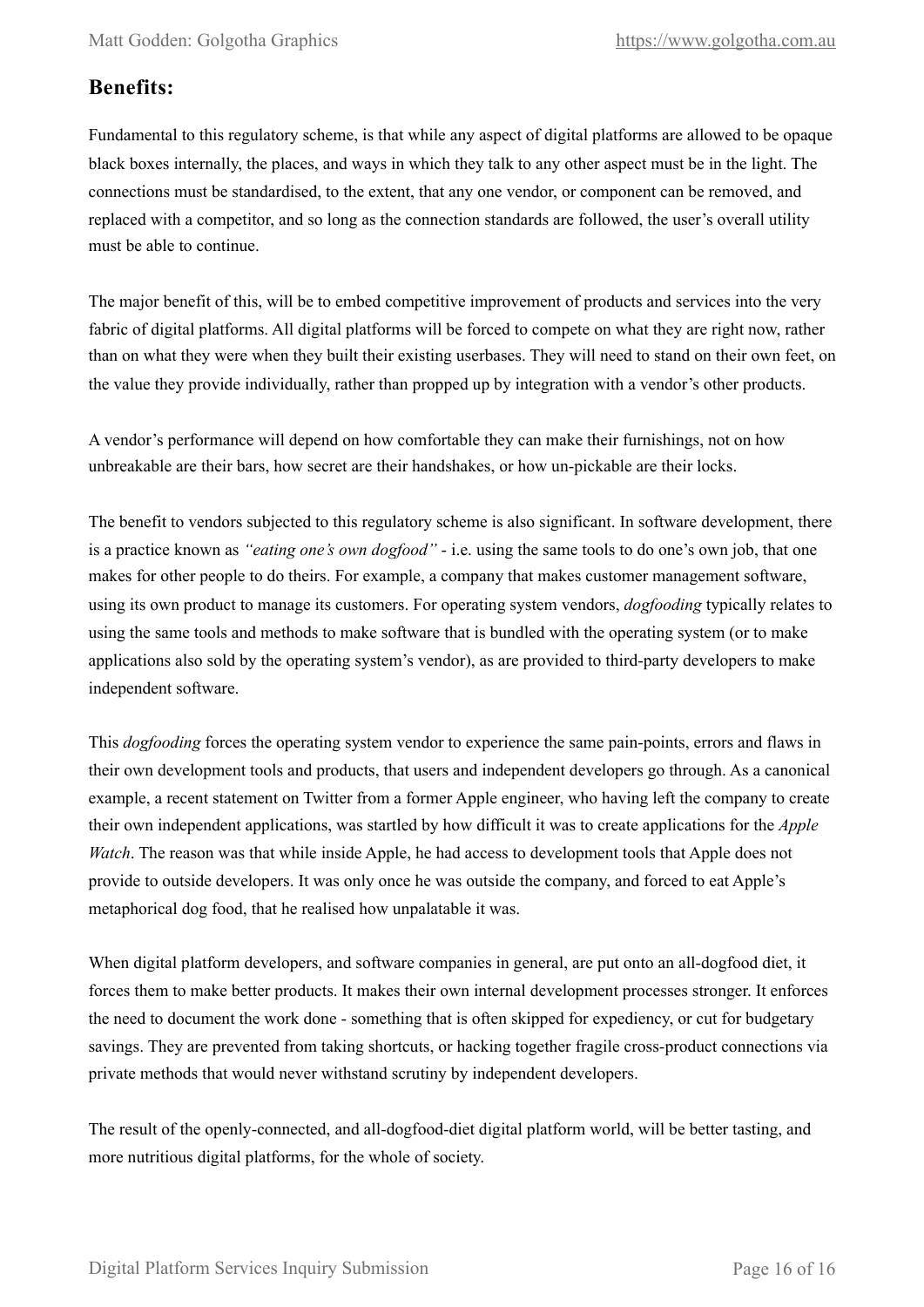## Benefits:

Fundamental to this regulatory scheme, is that while any aspect of digital platforms are allowed to be opaque black boxes internally, the places, and ways in which they talk to any other aspect must be in the light. The connections must be standardised, to the extent, that any one vendor, or component can be removed, and replaced with a competitor, and so long as the connection standards are followed, the user's overall utility must be able to continue.

The major benefit of this, will be to embed competitive improvement of products and services into the very fabric of digital platforms. All digital platforms will be forced to compete on what they are right now, rather than on what they were when they built their existing userbases. They will need to stand on their own feet, on the value they provide individually, rather than propped up by integration with a vendor's other products.

A vendor's performance will depend on how comfortable they can make their furnishings, not on how unbreakable are their bars, how secret are their handshakes, or how un-pickable are their locks.

The benefit to vendors subjected to this regulatory scheme is also significant. In software development, there is a practice known as *"eating one's own dogfood"* - i.e. using the same tools to do one's own job, that one makes for other people to do theirs. For example, a company that makes customer management software, using its own product to manage its customers. For operating system vendors, *dogfooding* typically relates to using the same tools and methods to make software that is bundled with the operating system (or to make applications also sold by the operating system's vendor), as are provided to third-party developers to make independent software.

This *dogfooding* forces the operating system vendor to experience the same pain-points, errors and flaws in their own development tools and products, that users and independent developers go through. As a canonical example, a recent statement on Twitter from a former Apple engineer, who having left the company to create their own independent applications, was startled by how difficult it was to create applications for the *Apple Watch*. The reason was that while inside Apple, he had access to development tools that Apple does not provide to outside developers. It was only once he was outside the company, and forced to eat Apple's metaphorical dog food, that he realised how unpalatable it was.

When digital platform developers, and software companies in general, are put onto an all-dogfood diet, it forces them to make better products. It makes their own internal development processes stronger. It enforces the need to document the work done - something that is often skipped for expediency, or cut for budgetary savings. They are prevented from taking shortcuts, or hacking together fragile cross-product connections via private methods that would never withstand scrutiny by independent developers.

The result of the openly-connected, and all-dogfood-diet digital platform world, will be better tasting, and more nutritious digital platforms, for the whole of society.